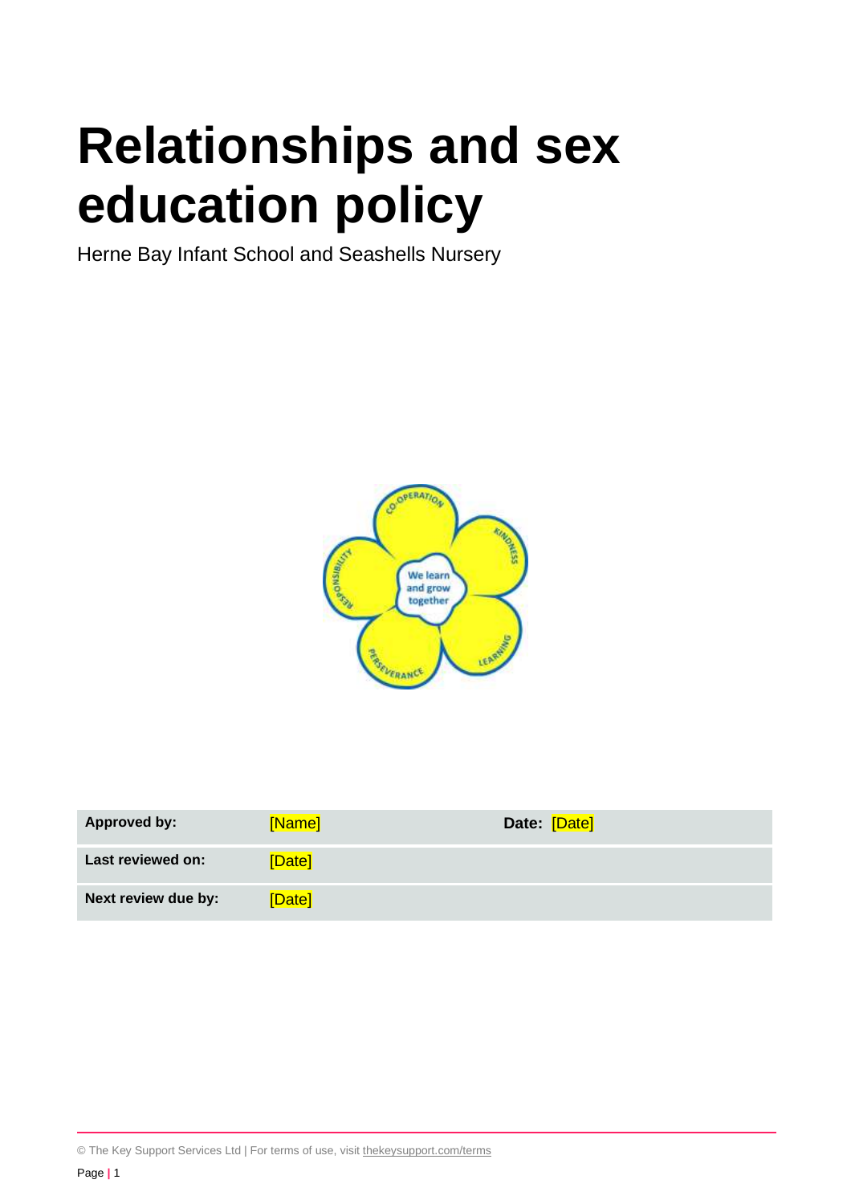# Relationships and sex education policy

Herne Bay Infant School and Seashells Nursery

| Approved by: | [Name] | Date: [Date] |
| --- | --- | --- |
| Last reviewed on: | [Date] | |
| Next review due by: | [Date] | |

© The Key Support Services Ltd | For terms of use, visit thekeysupport.com/terms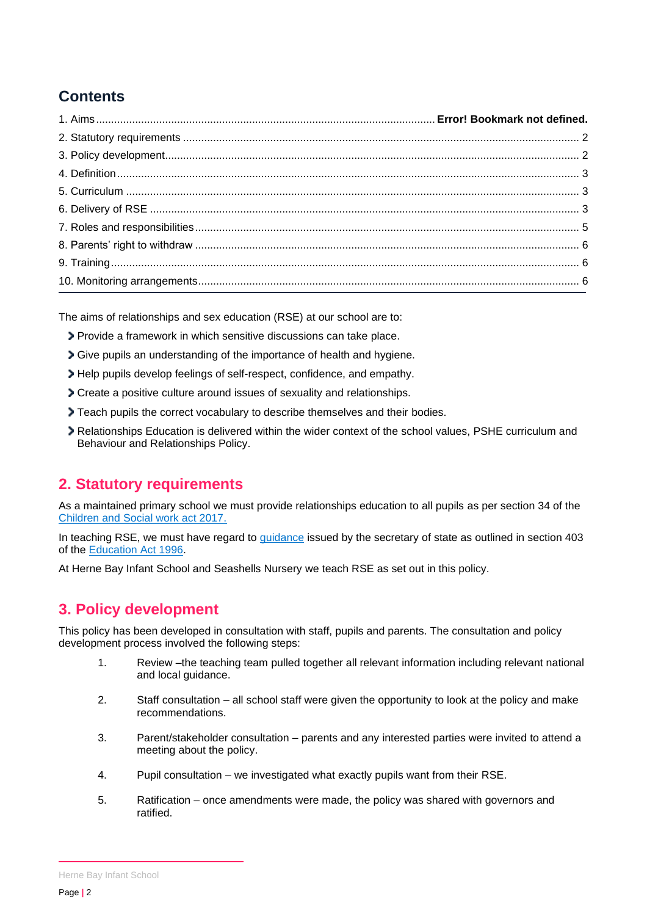## Contents

1. Aims ................................................................................................ **Error! Bookmark not defined.**
2. Statutory requirements ................................................................................................ 2
3. Policy development................................................................................................ 2
4. Definition................................................................................................ 3
5. Curriculum ................................................................................................ 3
6. Delivery of RSE ................................................................................................ 3
7. Roles and responsibilities................................................................................................ 5
8. Parents' right to withdraw ................................................................................................ 6
9. Training................................................................................................ 6
10. Monitoring arrangements................................................................................................ 6

---

The aims of relationships and sex education (RSE) at our school are to:

- Provide a framework in which sensitive discussions can take place.
- Give pupils an understanding of the importance of health and hygiene.
- Help pupils develop feelings of self-respect, confidence, and empathy.
- Create a positive culture around issues of sexuality and relationships.
- Teach pupils the correct vocabulary to describe themselves and their bodies.
- Relationships Education is delivered within the wider context of the school values, PSHE curriculum and Behaviour and Relationships Policy.

## 2. Statutory requirements

As a maintained primary school we must provide relationships education to all pupils as per section 34 of the Children and Social work act 2017.

In teaching RSE, we must have regard to guidance issued by the secretary of state as outlined in section 403 of the Education Act 1996.

At Herne Bay Infant School and Seashells Nursery we teach RSE as set out in this policy.

## 3. Policy development

This policy has been developed in consultation with staff, pupils and parents. The consultation and policy development process involved the following steps:

1. Review –the teaching team pulled together all relevant information including relevant national and local guidance.
2. Staff consultation – all school staff were given the opportunity to look at the policy and make recommendations.
3. Parent/stakeholder consultation – parents and any interested parties were invited to attend a meeting about the policy.
4. Pupil consultation – we investigated what exactly pupils want from their RSE.
5. Ratification – once amendments were made, the policy was shared with governors and ratified.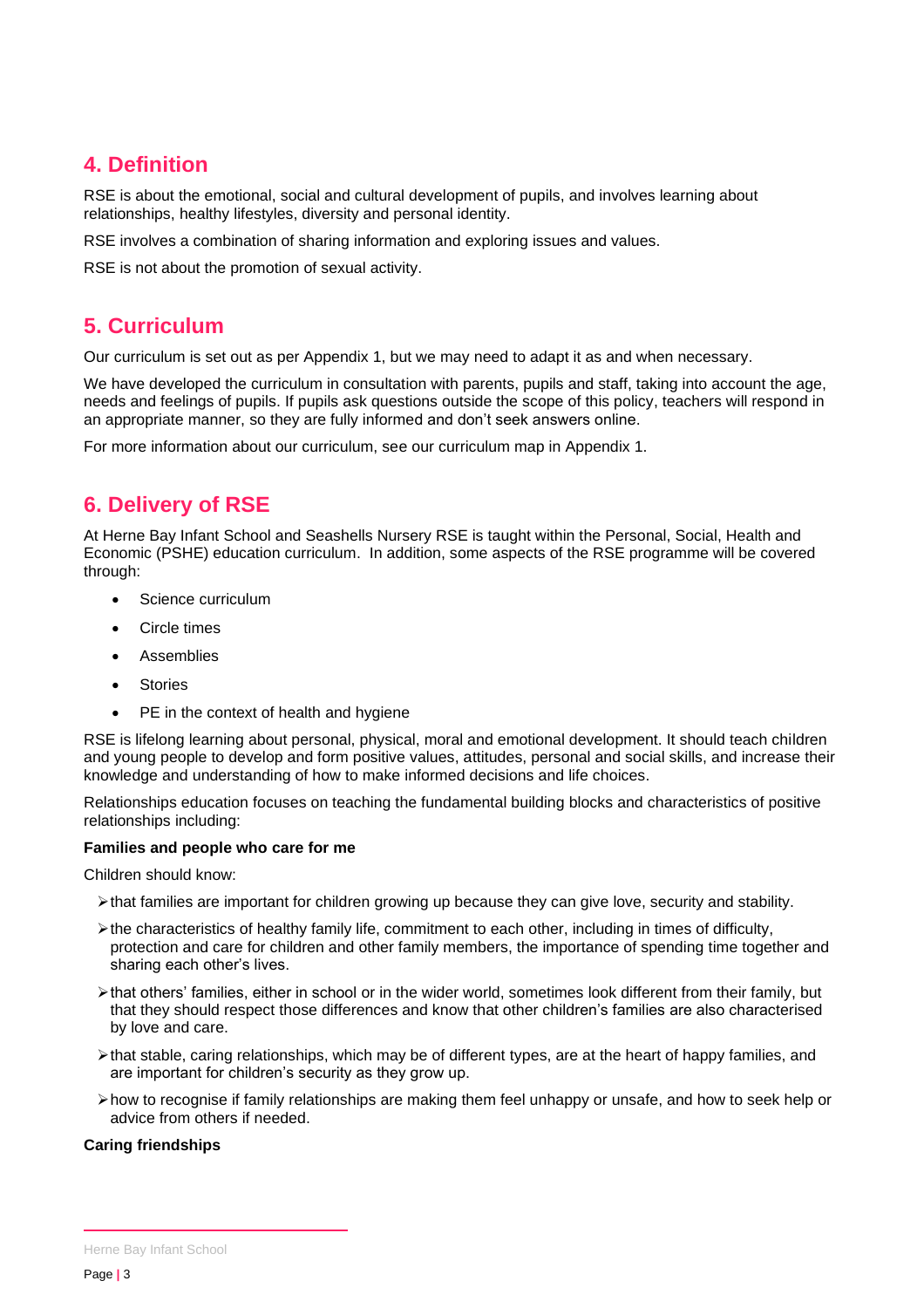## 4. Definition

RSE is about the emotional, social and cultural development of pupils, and involves learning about relationships, healthy lifestyles, diversity and personal identity.

RSE involves a combination of sharing information and exploring issues and values.

RSE is not about the promotion of sexual activity.

## 5. Curriculum

Our curriculum is set out as per Appendix 1, but we may need to adapt it as and when necessary.

We have developed the curriculum in consultation with parents, pupils and staff, taking into account the age, needs and feelings of pupils. If pupils ask questions outside the scope of this policy, teachers will respond in an appropriate manner, so they are fully informed and don't seek answers online.

For more information about our curriculum, see our curriculum map in Appendix 1.

## 6. Delivery of RSE

At Herne Bay Infant School and Seashells Nursery RSE is taught within the Personal, Social, Health and Economic (PSHE) education curriculum. In addition, some aspects of the RSE programme will be covered through:

- Science curriculum
- Circle times
- Assemblies
- Stories
- PE in the context of health and hygiene

RSE is lifelong learning about personal, physical, moral and emotional development. It should teach children and young people to develop and form positive values, attitudes, personal and social skills, and increase their knowledge and understanding of how to make informed decisions and life choices.

Relationships education focuses on teaching the fundamental building blocks and characteristics of positive relationships including:

**Families and people who care for me**

Children should know:

- that families are important for children growing up because they can give love, security and stability.
- the characteristics of healthy family life, commitment to each other, including in times of difficulty, protection and care for children and other family members, the importance of spending time together and sharing each other's lives.
- that others' families, either in school or in the wider world, sometimes look different from their family, but that they should respect those differences and know that other children's families are also characterised by love and care.
- that stable, caring relationships, which may be of different types, are at the heart of happy families, and are important for children's security as they grow up.
- how to recognise if family relationships are making them feel unhappy or unsafe, and how to seek help or advice from others if needed.

**Caring friendships**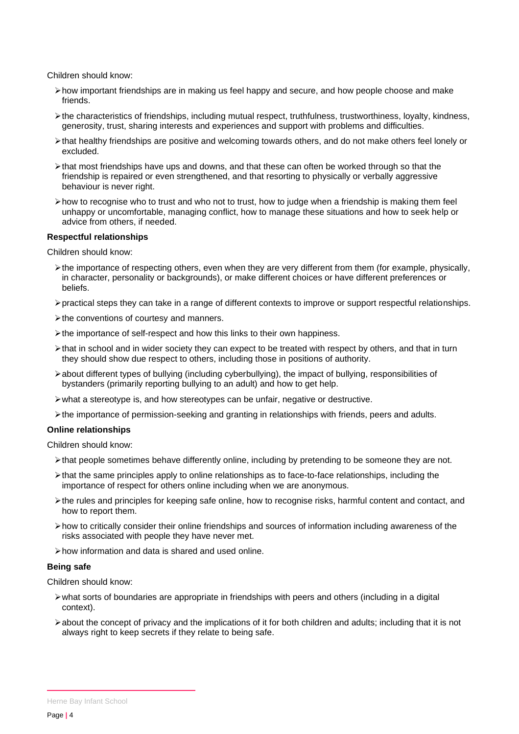Children should know:

- how important friendships are in making us feel happy and secure, and how people choose and make friends.
- the characteristics of friendships, including mutual respect, truthfulness, trustworthiness, loyalty, kindness, generosity, trust, sharing interests and experiences and support with problems and difficulties.
- that healthy friendships are positive and welcoming towards others, and do not make others feel lonely or excluded.
- that most friendships have ups and downs, and that these can often be worked through so that the friendship is repaired or even strengthened, and that resorting to physically or verbally aggressive behaviour is never right.
- how to recognise who to trust and who not to trust, how to judge when a friendship is making them feel unhappy or uncomfortable, managing conflict, how to manage these situations and how to seek help or advice from others, if needed.

**Respectful relationships**

Children should know:

- the importance of respecting others, even when they are very different from them (for example, physically, in character, personality or backgrounds), or make different choices or have different preferences or beliefs.
- practical steps they can take in a range of different contexts to improve or support respectful relationships.
- the conventions of courtesy and manners.
- the importance of self-respect and how this links to their own happiness.
- that in school and in wider society they can expect to be treated with respect by others, and that in turn they should show due respect to others, including those in positions of authority.
- about different types of bullying (including cyberbullying), the impact of bullying, responsibilities of bystanders (primarily reporting bullying to an adult) and how to get help.
- what a stereotype is, and how stereotypes can be unfair, negative or destructive.
- the importance of permission-seeking and granting in relationships with friends, peers and adults.

**Online relationships**

Children should know:

- that people sometimes behave differently online, including by pretending to be someone they are not.
- that the same principles apply to online relationships as to face-to-face relationships, including the importance of respect for others online including when we are anonymous.
- the rules and principles for keeping safe online, how to recognise risks, harmful content and contact, and how to report them.
- how to critically consider their online friendships and sources of information including awareness of the risks associated with people they have never met.
- how information and data is shared and used online.

**Being safe**

Children should know:

- what sorts of boundaries are appropriate in friendships with peers and others (including in a digital context).
- about the concept of privacy and the implications of it for both children and adults; including that it is not always right to keep secrets if they relate to being safe.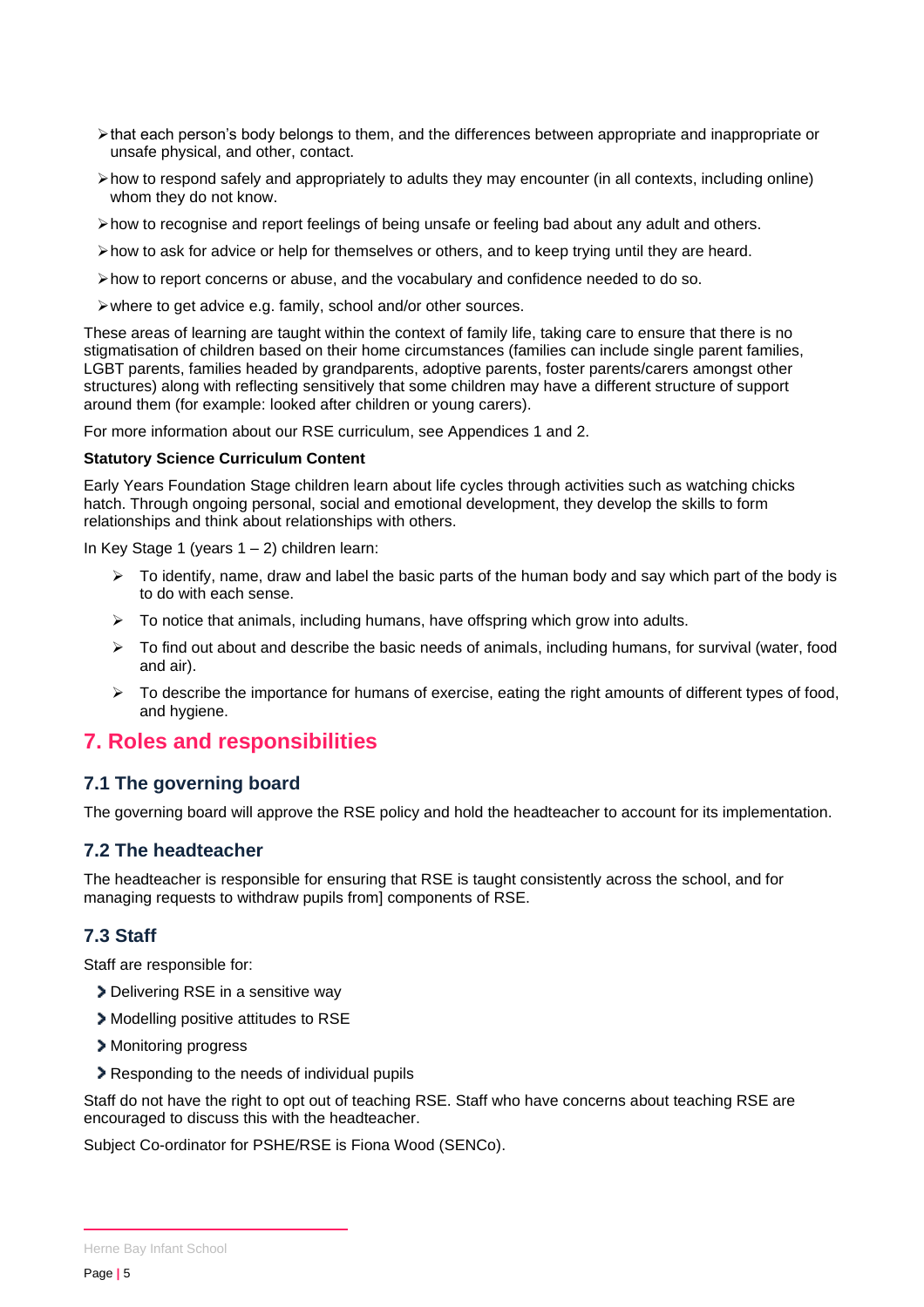- that each person's body belongs to them, and the differences between appropriate and inappropriate or unsafe physical, and other, contact.
- how to respond safely and appropriately to adults they may encounter (in all contexts, including online) whom they do not know.
- how to recognise and report feelings of being unsafe or feeling bad about any adult and others.
- how to ask for advice or help for themselves or others, and to keep trying until they are heard.
- how to report concerns or abuse, and the vocabulary and confidence needed to do so.
- where to get advice e.g. family, school and/or other sources.

These areas of learning are taught within the context of family life, taking care to ensure that there is no stigmatisation of children based on their home circumstances (families can include single parent families, LGBT parents, families headed by grandparents, adoptive parents, foster parents/carers amongst other structures) along with reflecting sensitively that some children may have a different structure of support around them (for example: looked after children or young carers).

For more information about our RSE curriculum, see Appendices 1 and 2.

**Statutory Science Curriculum Content**

Early Years Foundation Stage children learn about life cycles through activities such as watching chicks hatch. Through ongoing personal, social and emotional development, they develop the skills to form relationships and think about relationships with others.

In Key Stage 1 (years 1 – 2) children learn:

- To identify, name, draw and label the basic parts of the human body and say which part of the body is to do with each sense.
- To notice that animals, including humans, have offspring which grow into adults.
- To find out about and describe the basic needs of animals, including humans, for survival (water, food and air).
- To describe the importance for humans of exercise, eating the right amounts of different types of food, and hygiene.

## 7. Roles and responsibilities

### 7.1 The governing board

The governing board will approve the RSE policy and hold the headteacher to account for its implementation.

### 7.2 The headteacher

The headteacher is responsible for ensuring that RSE is taught consistently across the school, and for managing requests to withdraw pupils from] components of RSE.

### 7.3 Staff

Staff are responsible for:

- Delivering RSE in a sensitive way
- Modelling positive attitudes to RSE
- Monitoring progress
- Responding to the needs of individual pupils

Staff do not have the right to opt out of teaching RSE. Staff who have concerns about teaching RSE are encouraged to discuss this with the headteacher.

Subject Co-ordinator for PSHE/RSE is Fiona Wood (SENCo).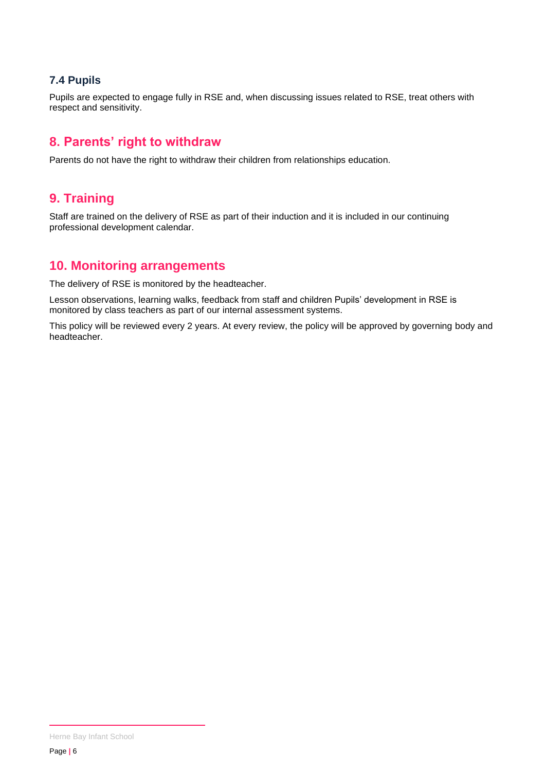### 7.4 Pupils

Pupils are expected to engage fully in RSE and, when discussing issues related to RSE, treat others with respect and sensitivity.

## 8. Parents' right to withdraw

Parents do not have the right to withdraw their children from relationships education.

## 9. Training

Staff are trained on the delivery of RSE as part of their induction and it is included in our continuing professional development calendar.

## 10. Monitoring arrangements

The delivery of RSE is monitored by the headteacher.

Lesson observations, learning walks, feedback from staff and children Pupils' development in RSE is monitored by class teachers as part of our internal assessment systems.

This policy will be reviewed every 2 years. At every review, the policy will be approved by governing body and headteacher.